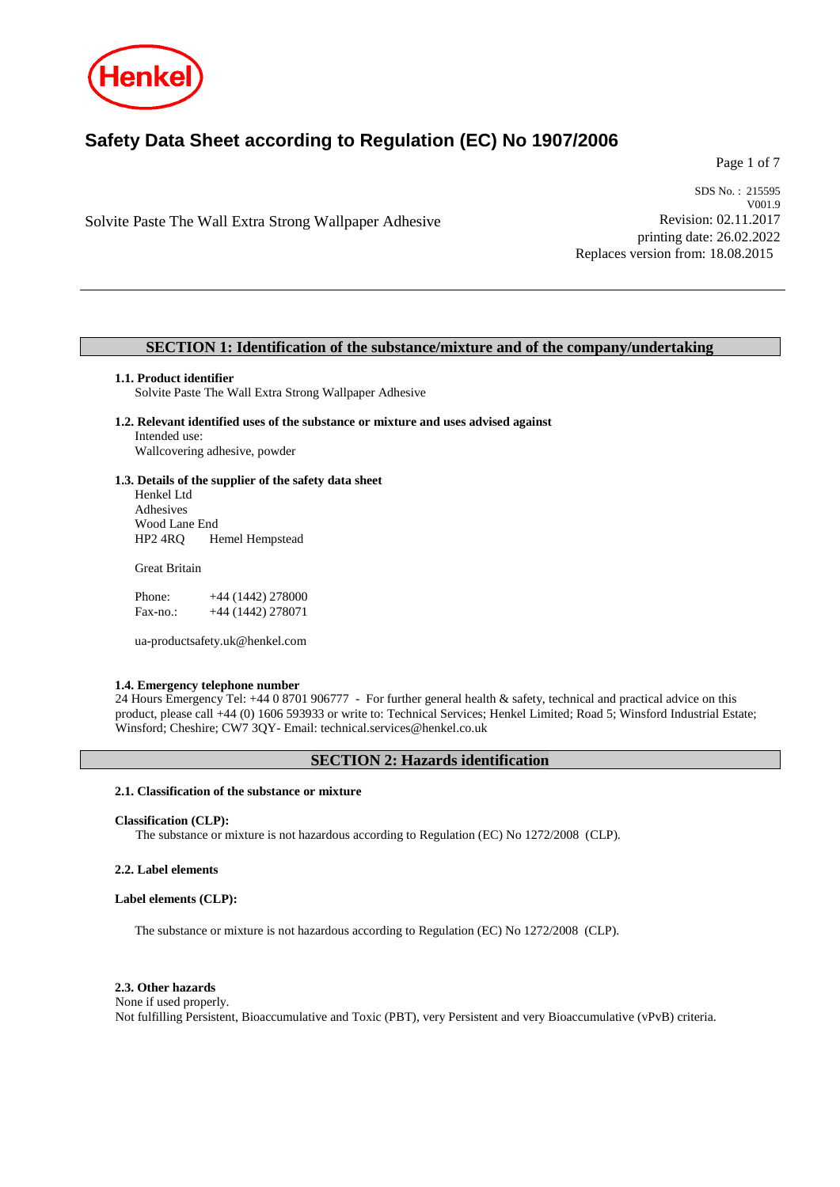# Safety Data Sheet according to Regulation (EC) No 1907/2006

Solvite Paste The Wall Extra Strong Wallpaper Adhesive

SDS No. : 215595
V001.9
Revision: 02.11.2017
printing date: 26.02.2022
Replaces version from: 18.08.2015

## SECTION 1: Identification of the substance/mixture and of the company/undertaking

### 1.1. Product identifier

Solvite Paste The Wall Extra Strong Wallpaper Adhesive

### 1.2. Relevant identified uses of the substance or mixture and uses advised against

Intended use:
Wallcovering adhesive, powder

### 1.3. Details of the supplier of the safety data sheet

Henkel Ltd
Adhesives
Wood Lane End
HP2 4RQ Hemel Hempstead

Great Britain

Phone: +44 (1442) 278000
Fax-no.: +44 (1442) 278071

ua-productsafety.uk@henkel.com

### 1.4. Emergency telephone number

24 Hours Emergency Tel: +44 0 8701 906777 - For further general health & safety, technical and practical advice on this product, please call +44 (0) 1606 593933 or write to: Technical Services; Henkel Limited; Road 5; Winsford Industrial Estate; Winsford; Cheshire; CW7 3QY- Email: technical.services@henkel.co.uk

## SECTION 2: Hazards identification

### 2.1. Classification of the substance or mixture

**Classification (CLP):**

The substance or mixture is not hazardous according to Regulation (EC) No 1272/2008 (CLP).

### 2.2. Label elements

**Label elements (CLP):**

The substance or mixture is not hazardous according to Regulation (EC) No 1272/2008 (CLP).

### 2.3. Other hazards

None if used properly.
Not fulfilling Persistent, Bioaccumulative and Toxic (PBT), very Persistent and very Bioaccumulative (vPvB) criteria.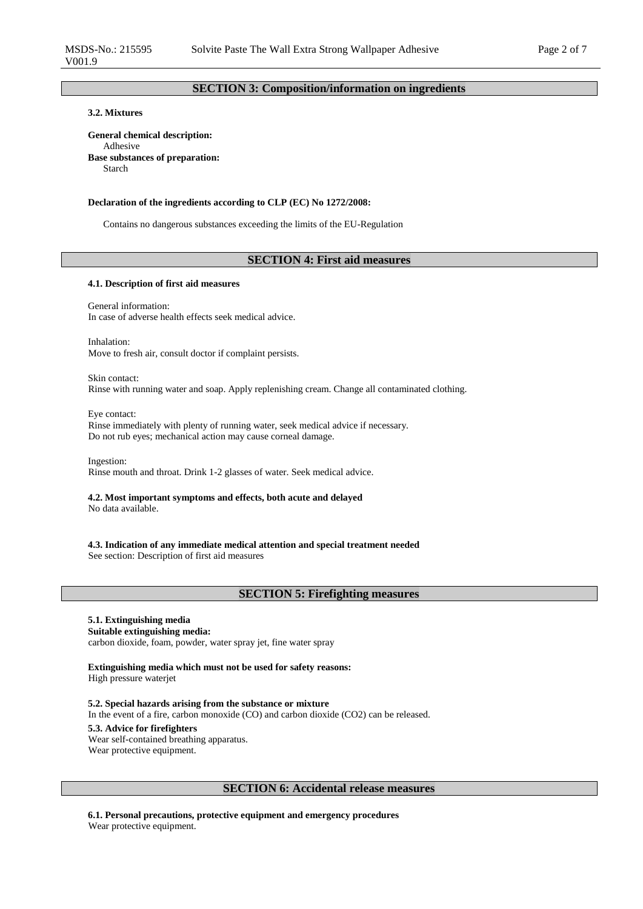## SECTION 3: Composition/information on ingredients

### 3.2. Mixtures

**General chemical description:**
Adhesive

**Base substances of preparation:**
Starch

**Declaration of the ingredients according to CLP (EC) No 1272/2008:**

Contains no dangerous substances exceeding the limits of the EU-Regulation

## SECTION 4: First aid measures

### 4.1. Description of first aid measures

General information:
In case of adverse health effects seek medical advice.

Inhalation:
Move to fresh air, consult doctor if complaint persists.

Skin contact:
Rinse with running water and soap. Apply replenishing cream. Change all contaminated clothing.

Eye contact:
Rinse immediately with plenty of running water, seek medical advice if necessary.
Do not rub eyes; mechanical action may cause corneal damage.

Ingestion:
Rinse mouth and throat. Drink 1-2 glasses of water. Seek medical advice.

### 4.2. Most important symptoms and effects, both acute and delayed

No data available.

### 4.3. Indication of any immediate medical attention and special treatment needed

See section: Description of first aid measures

## SECTION 5: Firefighting measures

### 5.1. Extinguishing media

**Suitable extinguishing media:**
carbon dioxide, foam, powder, water spray jet, fine water spray

**Extinguishing media which must not be used for safety reasons:**
High pressure waterjet

### 5.2. Special hazards arising from the substance or mixture

In the event of a fire, carbon monoxide (CO) and carbon dioxide ($CO_2$) can be released.

### 5.3. Advice for firefighters

Wear self-contained breathing apparatus.
Wear protective equipment.

## SECTION 6: Accidental release measures

### 6.1. Personal precautions, protective equipment and emergency procedures

Wear protective equipment.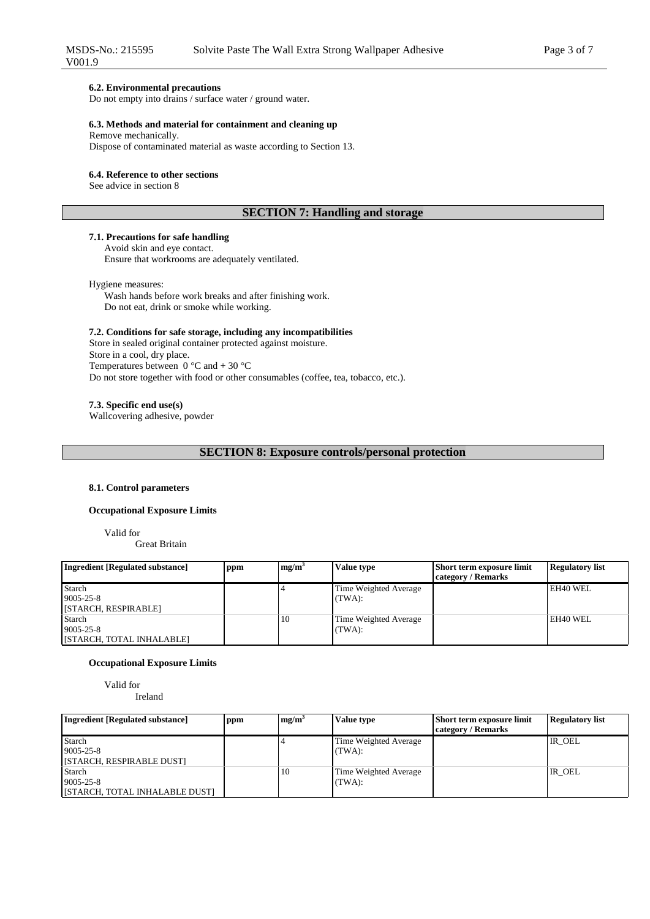#### 6.2. Environmental precautions

Do not empty into drains / surface water / ground water.

#### 6.3. Methods and material for containment and cleaning up

Remove mechanically.
Dispose of contaminated material as waste according to Section 13.

#### 6.4. Reference to other sections

See advice in section 8

## SECTION 7: Handling and storage

#### 7.1. Precautions for safe handling

Avoid skin and eye contact.
Ensure that workrooms are adequately ventilated.

Hygiene measures:

Wash hands before work breaks and after finishing work.
Do not eat, drink or smoke while working.

#### 7.2. Conditions for safe storage, including any incompatibilities

Store in sealed original container protected against moisture.
Store in a cool, dry place.
Temperatures between 0 °C and + 30 °C
Do not store together with food or other consumables (coffee, tea, tobacco, etc.).

#### 7.3. Specific end use(s)

Wallcovering adhesive, powder

## SECTION 8: Exposure controls/personal protection

#### 8.1. Control parameters

**Occupational Exposure Limits**

Valid for
Great Britain

| Ingredient [Regulated substance] | ppm | $mg/m^3$ | Value type | Short term exposure limit category / Remarks | Regulatory list |
|---|---|---|---|---|---|
| Starch<br>9005-25-8<br>[STARCH, RESPIRABLE] | | 4 | Time Weighted Average (TWA): | | EH40 WEL |
| Starch<br>9005-25-8<br>[STARCH, TOTAL INHALABLE] | | 10 | Time Weighted Average (TWA): | | EH40 WEL |

**Occupational Exposure Limits**

Valid for
Ireland

| Ingredient [Regulated substance] | ppm | $mg/m^3$ | Value type | Short term exposure limit category / Remarks | Regulatory list |
|---|---|---|---|---|---|
| Starch<br>9005-25-8<br>[STARCH, RESPIRABLE DUST] | | 4 | Time Weighted Average (TWA): | | IR_OEL |
| Starch<br>9005-25-8<br>[STARCH, TOTAL INHALABLE DUST] | | 10 | Time Weighted Average (TWA): | | IR_OEL |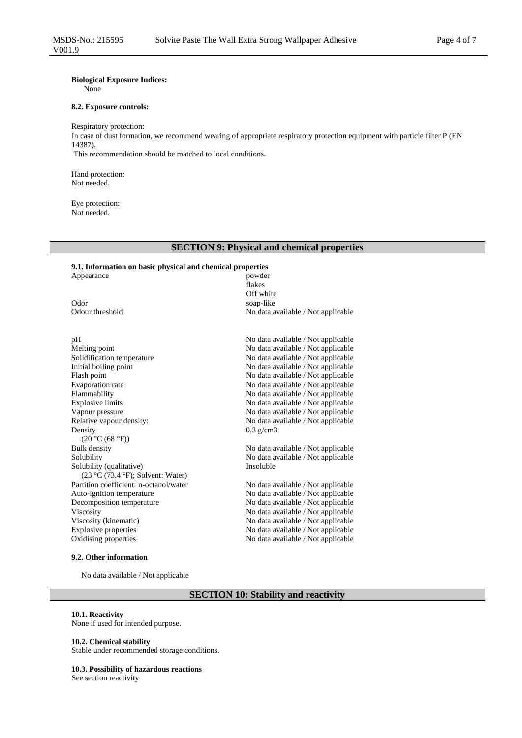**Biological Exposure Indices:**
None

**8.2. Exposure controls:**

Respiratory protection:
In case of dust formation, we recommend wearing of appropriate respiratory protection equipment with particle filter P (EN 14387).
This recommendation should be matched to local conditions.

Hand protection:
Not needed.

Eye protection:
Not needed.

## SECTION 9: Physical and chemical properties

**9.1. Information on basic physical and chemical properties**

| | |
|---|---|
| Appearance | powder<br>flakes<br>Off white |
| Odor | soap-like |
| Odour threshold | No data available / Not applicable |
| pH | No data available / Not applicable |
| Melting point | No data available / Not applicable |
| Solidification temperature | No data available / Not applicable |
| Initial boiling point | No data available / Not applicable |
| Flash point | No data available / Not applicable |
| Evaporation rate | No data available / Not applicable |
| Flammability | No data available / Not applicable |
| Explosive limits | No data available / Not applicable |
| Vapour pressure | No data available / Not applicable |
| Relative vapour density: | No data available / Not applicable |
| Density<br>(20 °C (68 °F)) | 0,3 g/cm3 |
| Bulk density | No data available / Not applicable |
| Solubility | No data available / Not applicable |
| Solubility (qualitative)<br>(23 °C (73.4 °F); Solvent: Water) | Insoluble |
| Partition coefficient: n-octanol/water | No data available / Not applicable |
| Auto-ignition temperature | No data available / Not applicable |
| Decomposition temperature | No data available / Not applicable |
| Viscosity | No data available / Not applicable |
| Viscosity (kinematic) | No data available / Not applicable |
| Explosive properties | No data available / Not applicable |
| Oxidising properties | No data available / Not applicable |

**9.2. Other information**

No data available / Not applicable

## SECTION 10: Stability and reactivity

**10.1. Reactivity**
None if used for intended purpose.

**10.2. Chemical stability**
Stable under recommended storage conditions.

**10.3. Possibility of hazardous reactions**
See section reactivity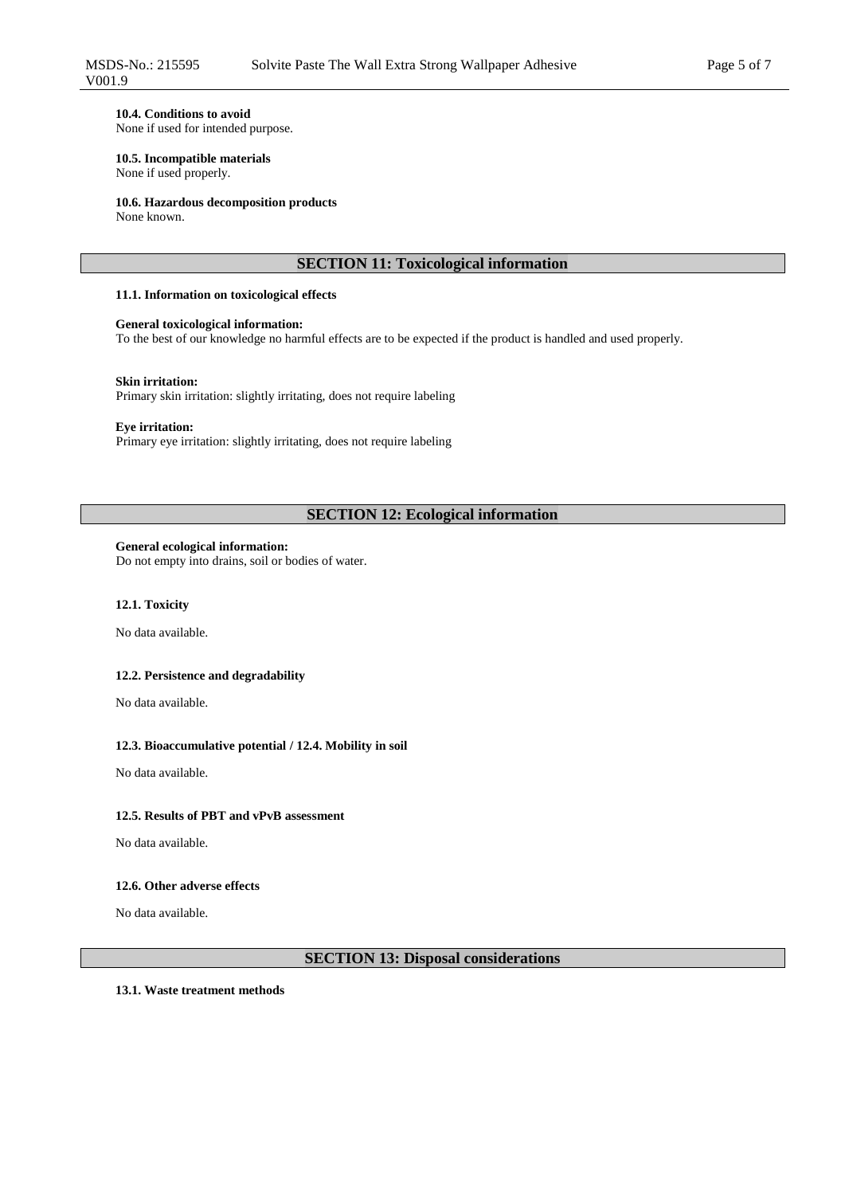**10.4. Conditions to avoid**
None if used for intended purpose.

**10.5. Incompatible materials**
None if used properly.

**10.6. Hazardous decomposition products**
None known.

## SECTION 11: Toxicological information

**11.1. Information on toxicological effects**

**General toxicological information:**
To the best of our knowledge no harmful effects are to be expected if the product is handled and used properly.

**Skin irritation:**
Primary skin irritation: slightly irritating, does not require labeling

**Eye irritation:**
Primary eye irritation: slightly irritating, does not require labeling

## SECTION 12: Ecological information

**General ecological information:**
Do not empty into drains, soil or bodies of water.

**12.1. Toxicity**

No data available.

**12.2. Persistence and degradability**

No data available.

**12.3. Bioaccumulative potential / 12.4. Mobility in soil**

No data available.

**12.5. Results of PBT and vPvB assessment**

No data available.

**12.6. Other adverse effects**

No data available.

## SECTION 13: Disposal considerations

**13.1. Waste treatment methods**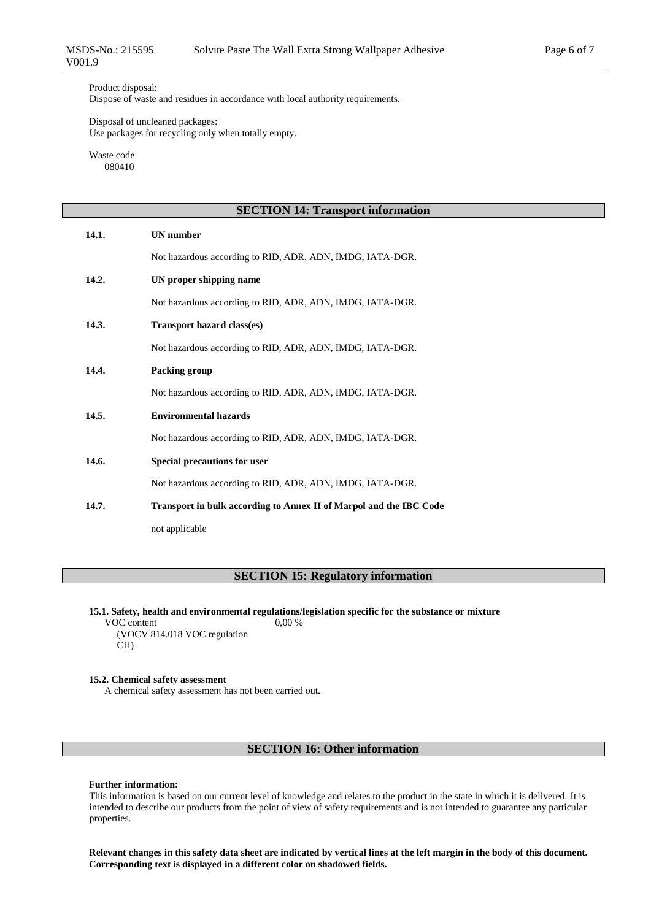Product disposal:
Dispose of waste and residues in accordance with local authority requirements.

Disposal of uncleaned packages:
Use packages for recycling only when totally empty.

Waste code
080410

## SECTION 14: Transport information

**14.1. UN number**

Not hazardous according to RID, ADR, ADN, IMDG, IATA-DGR.

**14.2. UN proper shipping name**

Not hazardous according to RID, ADR, ADN, IMDG, IATA-DGR.

**14.3. Transport hazard class(es)**

Not hazardous according to RID, ADR, ADN, IMDG, IATA-DGR.

**14.4. Packing group**

Not hazardous according to RID, ADR, ADN, IMDG, IATA-DGR.

**14.5. Environmental hazards**

Not hazardous according to RID, ADR, ADN, IMDG, IATA-DGR.

**14.6. Special precautions for user**

Not hazardous according to RID, ADR, ADN, IMDG, IATA-DGR.

**14.7. Transport in bulk according to Annex II of Marpol and the IBC Code**

not applicable

## SECTION 15: Regulatory information

**15.1. Safety, health and environmental regulations/legislation specific for the substance or mixture**

VOC content (VOCV 814.018 VOC regulation CH) 0,00 %

**15.2. Chemical safety assessment**

A chemical safety assessment has not been carried out.

## SECTION 16: Other information

**Further information:**

This information is based on our current level of knowledge and relates to the product in the state in which it is delivered. It is intended to describe our products from the point of view of safety requirements and is not intended to guarantee any particular properties.

**Relevant changes in this safety data sheet are indicated by vertical lines at the left margin in the body of this document. Corresponding text is displayed in a different color on shadowed fields.**